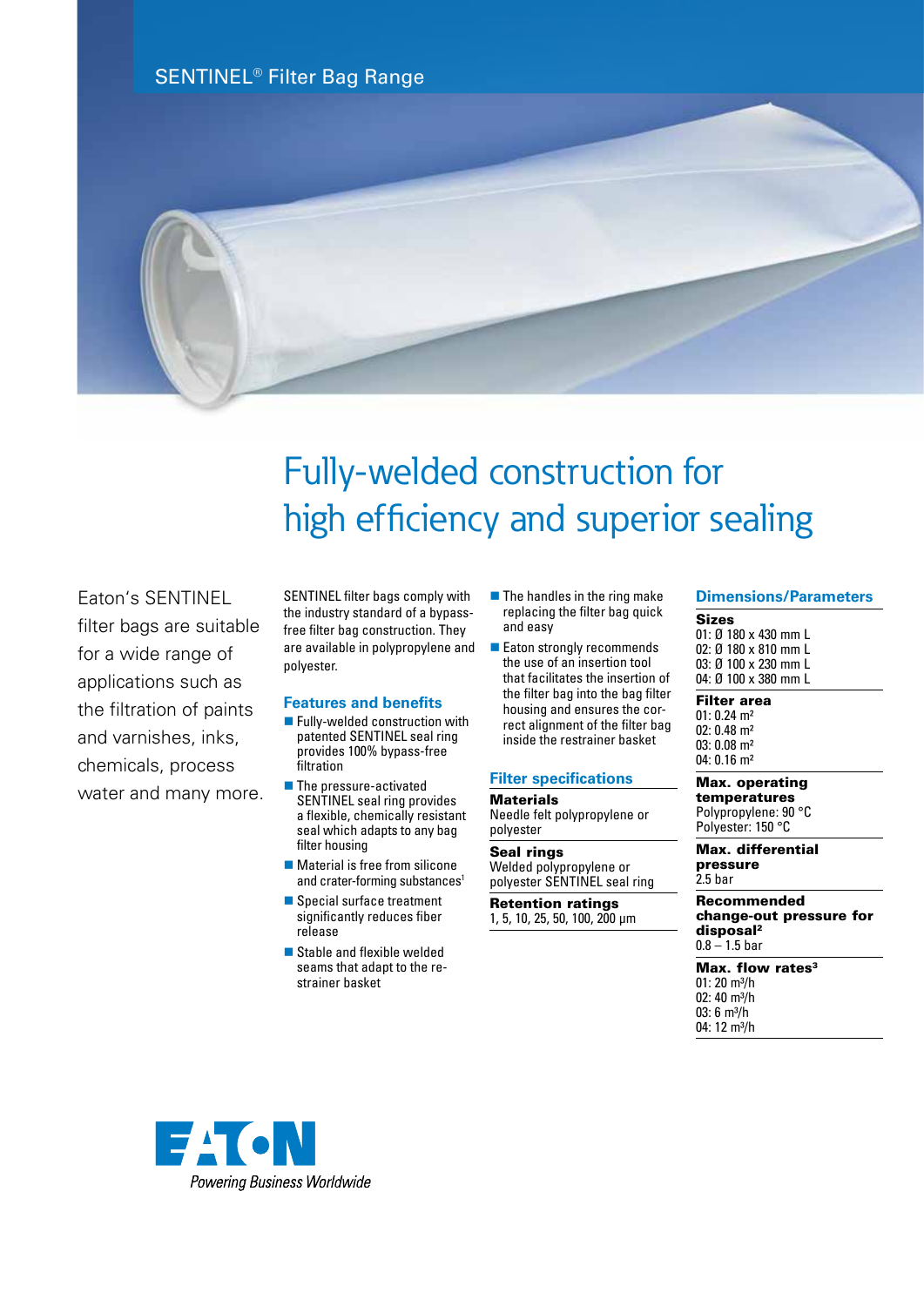SENTINEL® Filter Bag Range

# Fully-welded construction for high efficiency and superior sealing

Eaton's SENTINEL filter bags are suitable for a wide range of applications such as the filtration of paints and varnishes, inks, chemicals, process water and many more.

SENTINEL filter bags comply with the industry standard of a bypass-free filter bag construction. They are available in polypropylene and polyester.

## Features and benefits

- Fully-welded construction with patented SENTINEL seal ring provides 100% bypass-free filtration
- The pressure-activated SENTINEL seal ring provides a flexible, chemically resistant seal which adapts to any bag filter housing
- Material is free from silicone and crater-forming substances[1]
- Special surface treatment significantly reduces fiber release
- Stable and flexible welded seams that adapt to the restrainer basket
- The handles in the ring make replacing the filter bag quick and easy
- Eaton strongly recommends the use of an insertion tool that facilitates the insertion of the filter bag into the bag filter housing and ensures the correct alignment of the filter bag inside the restrainer basket

## Filter specifications

**Materials**
Needle felt polypropylene or polyester

**Seal rings**
Welded polypropylene or polyester SENTINEL seal ring

**Retention ratings**
1, 5, 10, 25, 50, 100, 200 µm

## Dimensions/Parameters

**Sizes**
01: Ø 180 x 430 mm L
02: Ø 180 x 810 mm L
03: Ø 100 x 230 mm L
04: Ø 100 x 380 mm L

**Filter area**
01: 0.24 m²
02: 0.48 m²
03: 0.08 m²
04: 0.16 m²

**Max. operating temperatures**
Polypropylene: 90 °C
Polyester: 150 °C

**Max. differential pressure**
2.5 bar

**Recommended change-out pressure for disposal[2]**
0.8 – 1.5 bar

**Max. flow rates[3]**
01: 20 m³/h
02: 40 m³/h
03: 6 m³/h
04: 12 m³/h

EATON
*Powering Business Worldwide*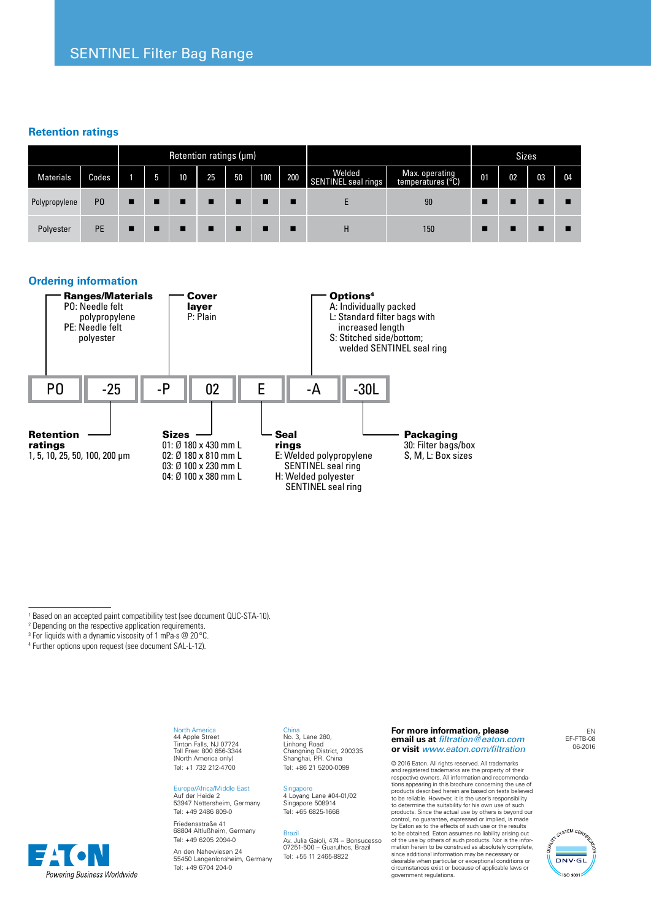# SENTINEL Filter Bag Range

## Retention ratings

| | | Retention ratings (µm) | | | | | | | | | Sizes | | | |
|---|---|---|---|---|---|---|---|---|---|---|---|---|---|---|
| Materials | Codes | 1 | 5 | 10 | 25 | 50 | 100 | 200 | Welded SENTINEL seal rings | Max. operating temperatures (°C) | 01 | 02 | 03 | 04 |
| Polypropylene | PO | ■ | ■ | ■ | ■ | ■ | ■ | ■ | E | 90 | ■ | ■ | ■ | ■ |
| Polyester | PE | ■ | ■ | ■ | ■ | ■ | ■ | ■ | H | 150 | ■ | ■ | ■ | ■ |

## Ordering information

PO | -25 | -P | 02 | E | -A | -30L

**Ranges/Materials**
PO: Needle felt polypropylene
PE: Needle felt polyester

**Retention ratings**
1, 5, 10, 25, 50, 100, 200 µm

**Cover layer**
P: Plain

**Sizes**
01: Ø 180 x 430 mm L
02: Ø 180 x 810 mm L
03: Ø 100 x 230 mm L
04: Ø 100 x 380 mm L

**Seal rings**
E: Welded polypropylene SENTINEL seal ring
H: Welded polyester SENTINEL seal ring

**Options**[4]
A: Individually packed
L: Standard filter bags with increased length
S: Stitched side/bottom; welded SENTINEL seal ring

**Packaging**
30: Filter bags/box
S, M, L: Box sizes

---

[1] Based on an accepted paint compatibility test (see document QUC-STA-10).
[2] Depending on the respective application requirements.
[3] For liquids with a dynamic viscosity of 1 mPa·s @ 20 °C.
[4] Further options upon request (see document SAL-L-12).

EATON
Powering Business Worldwide

North America
44 Apple Street
Tinton Falls, NJ 07724
Toll Free: 800 656-3344
(North America only)
Tel: +1 732 212-4700

Europe/Africa/Middle East
Auf der Heide 2
53947 Nettersheim, Germany
Tel: +49 2486 809-0

Friedensstraße 41
68804 Altlußheim, Germany
Tel: +49 6205 2094-0

An den Nahewiesen 24
55450 Langenlonsheim, Germany
Tel: +49 6704 204-0

China
No. 3, Lane 280,
Linhong Road
Changning District, 200335
Shanghai, P.R. China
Tel: +86 21 5200-0099

Singapore
4 Loyang Lane #04-01/02
Singapore 508914
Tel: +65 6825-1668

Brazil
Av. Julia Gaioli, 474 – Bonsucesso
07251-500 – Guarulhos, Brazil
Tel: +55 11 2465-8822

**For more information, please email us at** *filtration@eaton.com* **or visit** *www.eaton.com/filtration*

© 2016 Eaton. All rights reserved. All trademarks and registered trademarks are the property of their respective owners. All information and recommendations appearing in this brochure concerning the use of products described herein are based on tests believed to be reliable. However, it is the user's responsibility to determine the suitability for his own use of such products. Since the actual use by others is beyond our control, no guarantee, expressed or implied, is made by Eaton as to the effects of such use or the results to be obtained. Eaton assumes no liability arising out of the use by others of such products. Nor is the information herein to be construed as absolutely complete, since additional information may be necessary or desirable when particular or exceptional conditions or circumstances exist or because of applicable laws or government regulations.

EN
EF-FTB-08
06-2016

QUALITY SYSTEM CERTIFICATION
DNV·GL
ISO 9001